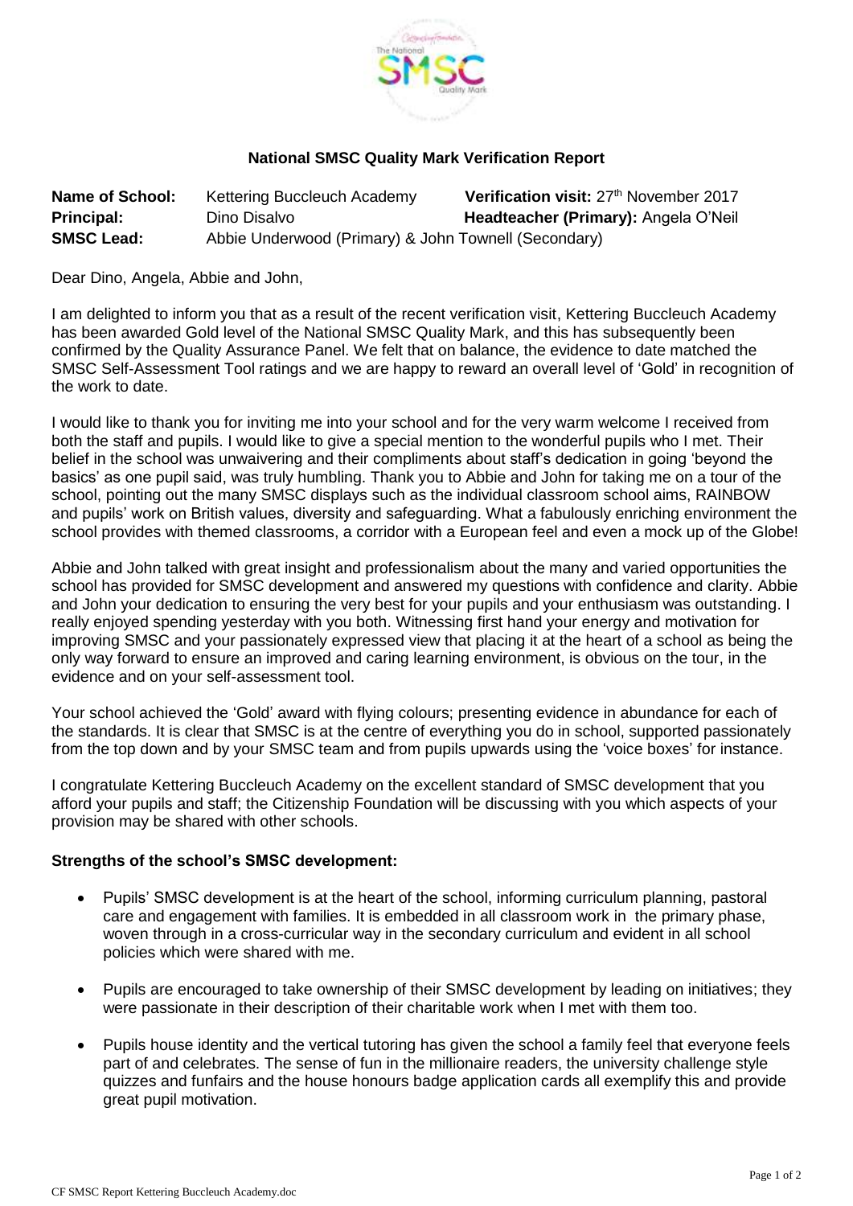## National SMSC Quality Mark Verification Report

**Name of School:** Kettering Buccleuch Academy **Verification visit:** 27th November 2017
**Principal:** Dino Disalvo **Headteacher (Primary):** Angela O'Neil
**SMSC Lead:** Abbie Underwood (Primary) & John Townell (Secondary)

Dear Dino, Angela, Abbie and John,

I am delighted to inform you that as a result of the recent verification visit, Kettering Buccleuch Academy has been awarded Gold level of the National SMSC Quality Mark, and this has subsequently been confirmed by the Quality Assurance Panel. We felt that on balance, the evidence to date matched the SMSC Self-Assessment Tool ratings and we are happy to reward an overall level of 'Gold' in recognition of the work to date.

I would like to thank you for inviting me into your school and for the very warm welcome I received from both the staff and pupils. I would like to give a special mention to the wonderful pupils who I met. Their belief in the school was unwaivering and their compliments about staff's dedication in going 'beyond the basics' as one pupil said, was truly humbling. Thank you to Abbie and John for taking me on a tour of the school, pointing out the many SMSC displays such as the individual classroom school aims, RAINBOW and pupils' work on British values, diversity and safeguarding. What a fabulously enriching environment the school provides with themed classrooms, a corridor with a European feel and even a mock up of the Globe!

Abbie and John talked with great insight and professionalism about the many and varied opportunities the school has provided for SMSC development and answered my questions with confidence and clarity. Abbie and John your dedication to ensuring the very best for your pupils and your enthusiasm was outstanding. I really enjoyed spending yesterday with you both. Witnessing first hand your energy and motivation for improving SMSC and your passionately expressed view that placing it at the heart of a school as being the only way forward to ensure an improved and caring learning environment, is obvious on the tour, in the evidence and on your self-assessment tool.

Your school achieved the 'Gold' award with flying colours; presenting evidence in abundance for each of the standards. It is clear that SMSC is at the centre of everything you do in school, supported passionately from the top down and by your SMSC team and from pupils upwards using the 'voice boxes' for instance.

I congratulate Kettering Buccleuch Academy on the excellent standard of SMSC development that you afford your pupils and staff; the Citizenship Foundation will be discussing with you which aspects of your provision may be shared with other schools.

### Strengths of the school's SMSC development:

- Pupils' SMSC development is at the heart of the school, informing curriculum planning, pastoral care and engagement with families. It is embedded in all classroom work in the primary phase, woven through in a cross-curricular way in the secondary curriculum and evident in all school policies which were shared with me.
- Pupils are encouraged to take ownership of their SMSC development by leading on initiatives; they were passionate in their description of their charitable work when I met with them too.
- Pupils house identity and the vertical tutoring has given the school a family feel that everyone feels part of and celebrates. The sense of fun in the millionaire readers, the university challenge style quizzes and funfairs and the house honours badge application cards all exemplify this and provide great pupil motivation.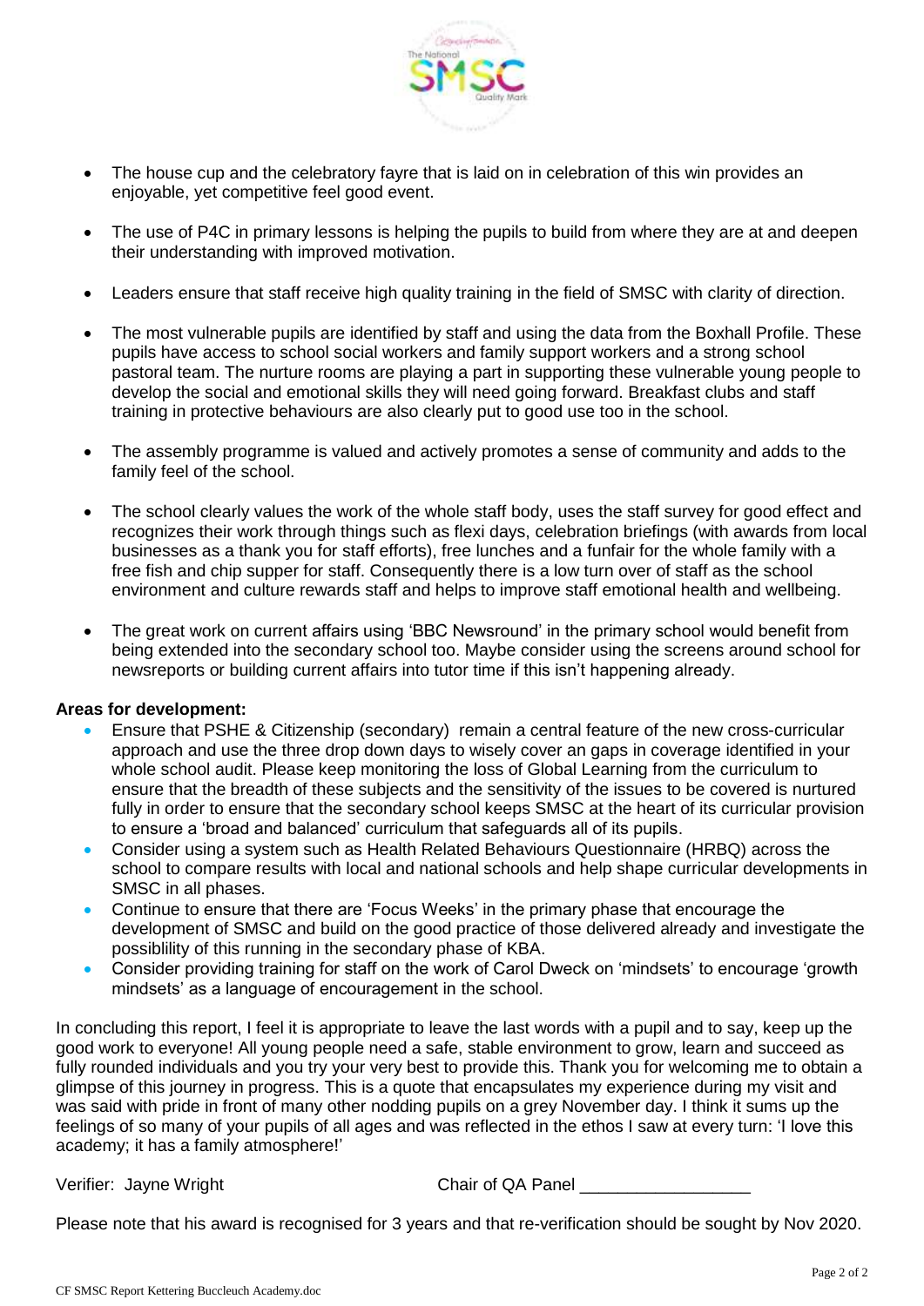- The house cup and the celebratory fayre that is laid on in celebration of this win provides an enjoyable, yet competitive feel good event.
- The use of P4C in primary lessons is helping the pupils to build from where they are at and deepen their understanding with improved motivation.
- Leaders ensure that staff receive high quality training in the field of SMSC with clarity of direction.
- The most vulnerable pupils are identified by staff and using the data from the Boxhall Profile. These pupils have access to school social workers and family support workers and a strong school pastoral team. The nurture rooms are playing a part in supporting these vulnerable young people to develop the social and emotional skills they will need going forward. Breakfast clubs and staff training in protective behaviours are also clearly put to good use too in the school.
- The assembly programme is valued and actively promotes a sense of community and adds to the family feel of the school.
- The school clearly values the work of the whole staff body, uses the staff survey for good effect and recognizes their work through things such as flexi days, celebration briefings (with awards from local businesses as a thank you for staff efforts), free lunches and a funfair for the whole family with a free fish and chip supper for staff. Consequently there is a low turn over of staff as the school environment and culture rewards staff and helps to improve staff emotional health and wellbeing.
- The great work on current affairs using 'BBC Newsround' in the primary school would benefit from being extended into the secondary school too. Maybe consider using the screens around school for newsreports or building current affairs into tutor time if this isn't happening already.

**Areas for development:**

- Ensure that PSHE & Citizenship (secondary) remain a central feature of the new cross-curricular approach and use the three drop down days to wisely cover an gaps in coverage identified in your whole school audit. Please keep monitoring the loss of Global Learning from the curriculum to ensure that the breadth of these subjects and the sensitivity of the issues to be covered is nurtured fully in order to ensure that the secondary school keeps SMSC at the heart of its curricular provision to ensure a 'broad and balanced' curriculum that safeguards all of its pupils.
- Consider using a system such as Health Related Behaviours Questionnaire (HRBQ) across the school to compare results with local and national schools and help shape curricular developments in SMSC in all phases.
- Continue to ensure that there are 'Focus Weeks' in the primary phase that encourage the development of SMSC and build on the good practice of those delivered already and investigate the possiblility of this running in the secondary phase of KBA.
- Consider providing training for staff on the work of Carol Dweck on 'mindsets' to encourage 'growth mindsets' as a language of encouragement in the school.

In concluding this report, I feel it is appropriate to leave the last words with a pupil and to say, keep up the good work to everyone! All young people need a safe, stable environment to grow, learn and succeed as fully rounded individuals and you try your very best to provide this. Thank you for welcoming me to obtain a glimpse of this journey in progress. This is a quote that encapsulates my experience during my visit and was said with pride in front of many other nodding pupils on a grey November day. I think it sums up the feelings of so many of your pupils of all ages and was reflected in the ethos I saw at every turn: 'I love this academy; it has a family atmosphere!'

Verifier: Jayne Wright  Chair of QA Panel __________________

Please note that his award is recognised for 3 years and that re-verification should be sought by Nov 2020.